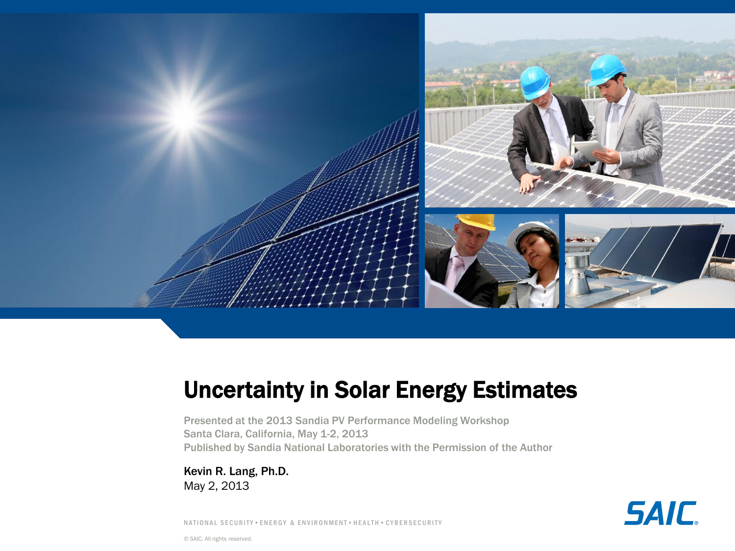# Uncertainty in Solar Energy Estimates

Presented at the 2013 Sandia PV Performance Modeling Workshop
Santa Clara, California, May 1-2, 2013
Published by Sandia National Laboratories with the Permission of the Author

**Kevin R. Lang, Ph.D.**
May 2, 2013

NATIONAL SECURITY • ENERGY & ENVIRONMENT • HEALTH • CYBERSECURITY

SAIC

© SAIC. All rights reserved.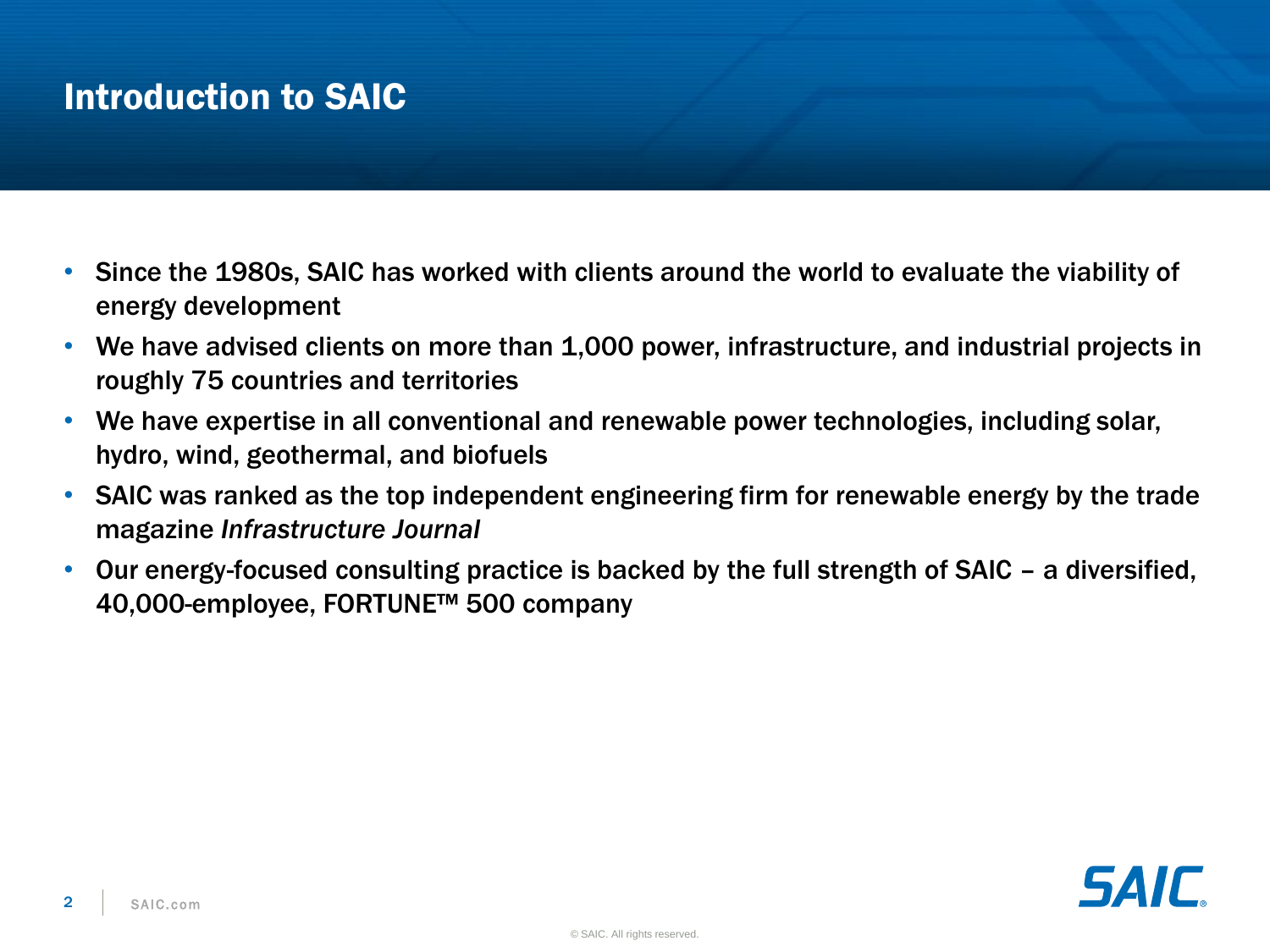# Introduction to SAIC

- Since the 1980s, SAIC has worked with clients around the world to evaluate the viability of energy development
- We have advised clients on more than 1,000 power, infrastructure, and industrial projects in roughly 75 countries and territories
- We have expertise in all conventional and renewable power technologies, including solar, hydro, wind, geothermal, and biofuels
- SAIC was ranked as the top independent engineering firm for renewable energy by the trade magazine *Infrastructure Journal*
- Our energy-focused consulting practice is backed by the full strength of SAIC – a diversified, 40,000-employee, FORTUNE™ 500 company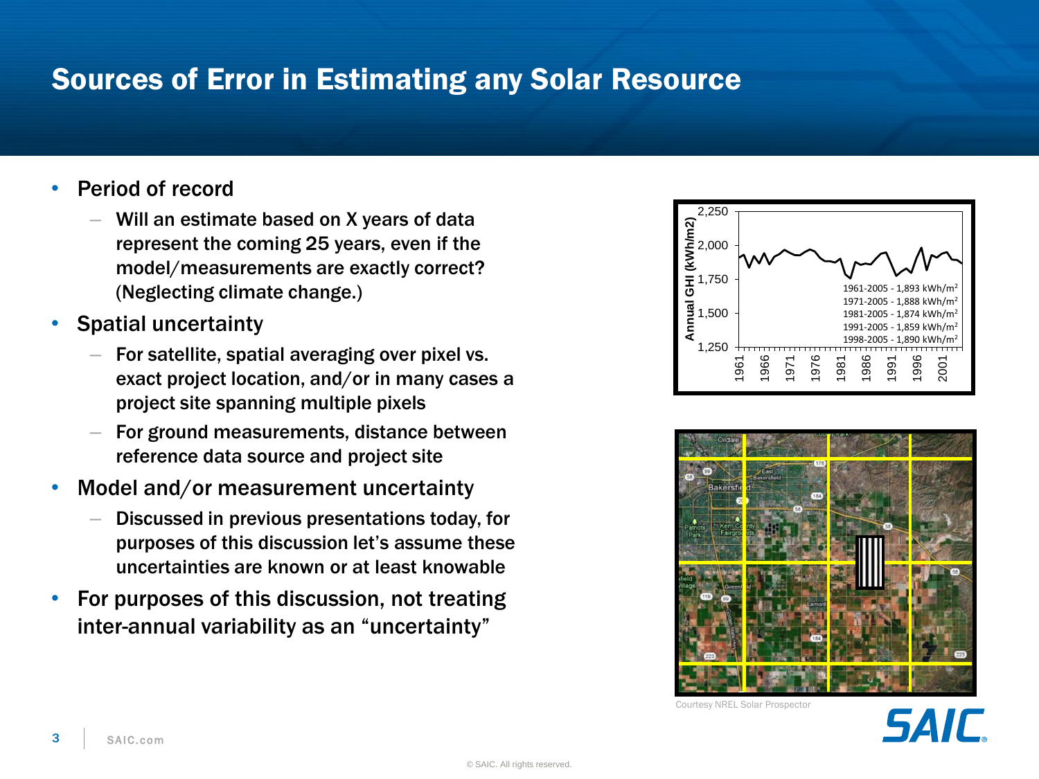# Sources of Error in Estimating any Solar Resource

- Period of record
  - Will an estimate based on X years of data represent the coming 25 years, even if the model/measurements are exactly correct? (Neglecting climate change.)
- Spatial uncertainty
  - For satellite, spatial averaging over pixel vs. exact project location, and/or in many cases a project site spanning multiple pixels
  - For ground measurements, distance between reference data source and project site
- Model and/or measurement uncertainty
  - Discussed in previous presentations today, for purposes of this discussion let's assume these uncertainties are known or at least knowable
- For purposes of this discussion, not treating inter-annual variability as an "uncertainty"

Annual GHI (kWh/m2)

1961-2005 - 1,893 kWh/m$^2$
1971-2005 - 1,888 kWh/m$^2$
1981-2005 - 1,874 kWh/m$^2$
1991-2005 - 1,859 kWh/m$^2$
1998-2005 - 1,890 kWh/m$^2$

Courtesy NREL Solar Prospector

© SAIC. All rights reserved.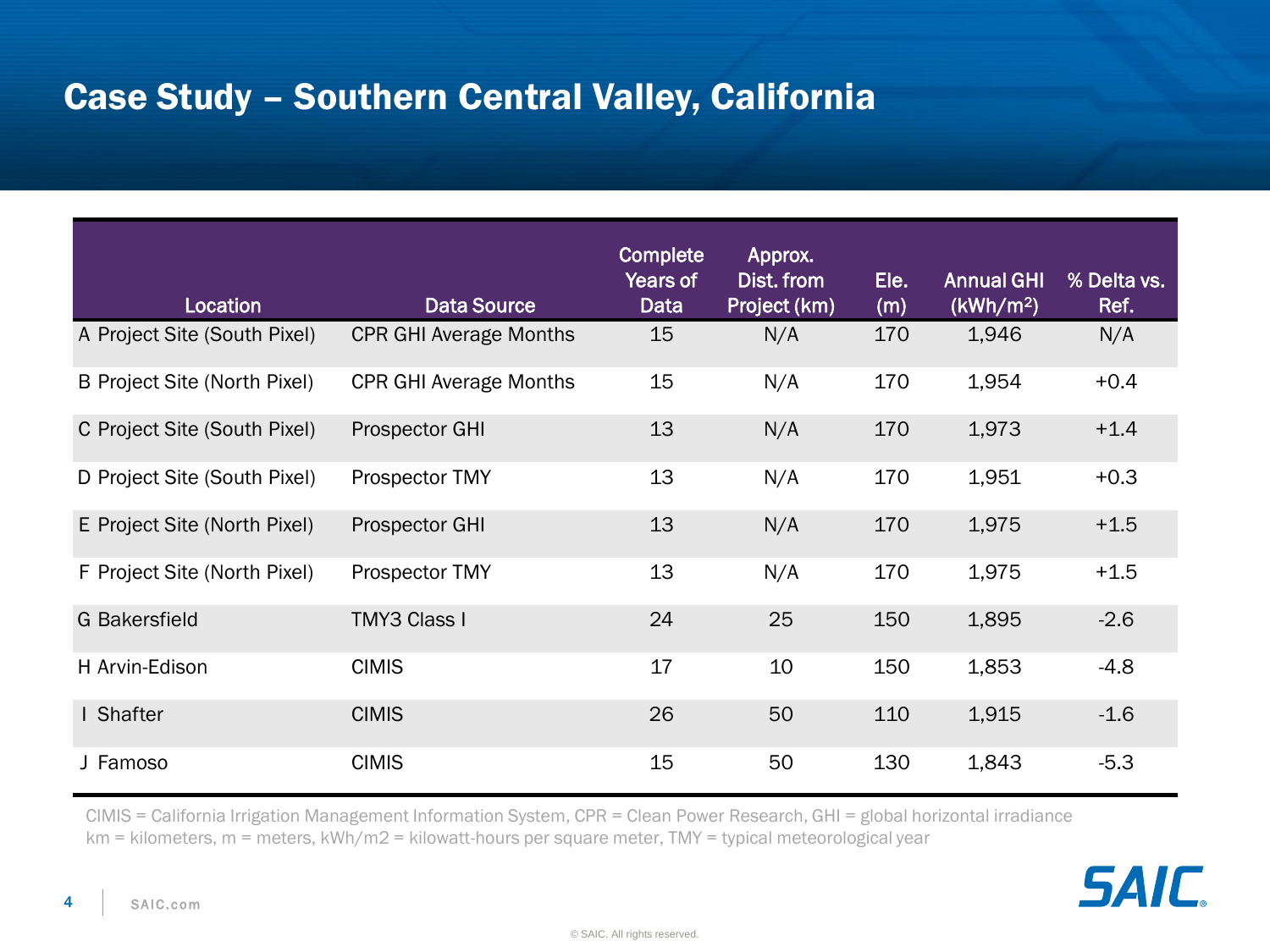# Case Study – Southern Central Valley, California

| Location | Data Source | Complete Years of Data | Approx. Dist. from Project (km) | Ele. (m) | Annual GHI (kWh/m$^2$) | % Delta vs. Ref. |
|---|---|---|---|---|---|---|
| A Project Site (South Pixel) | CPR GHI Average Months | 15 | N/A | 170 | 1,946 | N/A |
| B Project Site (North Pixel) | CPR GHI Average Months | 15 | N/A | 170 | 1,954 | +0.4 |
| C Project Site (South Pixel) | Prospector GHI | 13 | N/A | 170 | 1,973 | +1.4 |
| D Project Site (South Pixel) | Prospector TMY | 13 | N/A | 170 | 1,951 | +0.3 |
| E Project Site (North Pixel) | Prospector GHI | 13 | N/A | 170 | 1,975 | +1.5 |
| F Project Site (North Pixel) | Prospector TMY | 13 | N/A | 170 | 1,975 | +1.5 |
| G Bakersfield | TMY3 Class I | 24 | 25 | 150 | 1,895 | -2.6 |
| H Arvin-Edison | CIMIS | 17 | 10 | 150 | 1,853 | -4.8 |
| I Shafter | CIMIS | 26 | 50 | 110 | 1,915 | -1.6 |
| J Famoso | CIMIS | 15 | 50 | 130 | 1,843 | -5.3 |

CIMIS = California Irrigation Management Information System, CPR = Clean Power Research, GHI = global horizontal irradiance
km = kilometers, m = meters, kWh/m2 = kilowatt-hours per square meter, TMY = typical meteorological year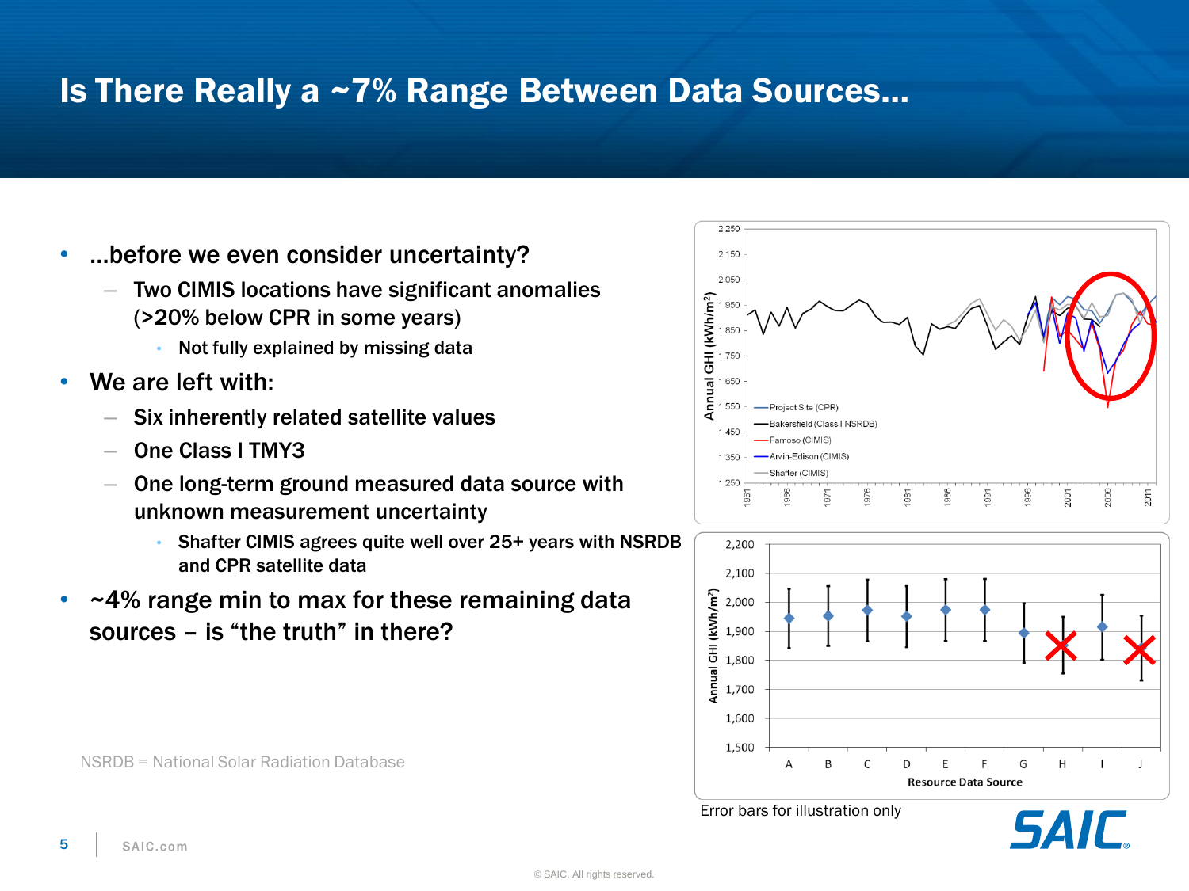# Is There Really a ~7% Range Between Data Sources...

- ...before we even consider uncertainty?
  - Two CIMIS locations have significant anomalies (>20% below CPR in some years)
    - Not fully explained by missing data
- We are left with:
  - Six inherently related satellite values
  - One Class I TMY3
  - One long-term ground measured data source with unknown measurement uncertainty
    - Shafter CIMIS agrees quite well over 25+ years with NSRDB and CPR satellite data
- ~4% range min to max for these remaining data sources – is "the truth" in there?

NSRDB = National Solar Radiation Database

Error bars for illustration only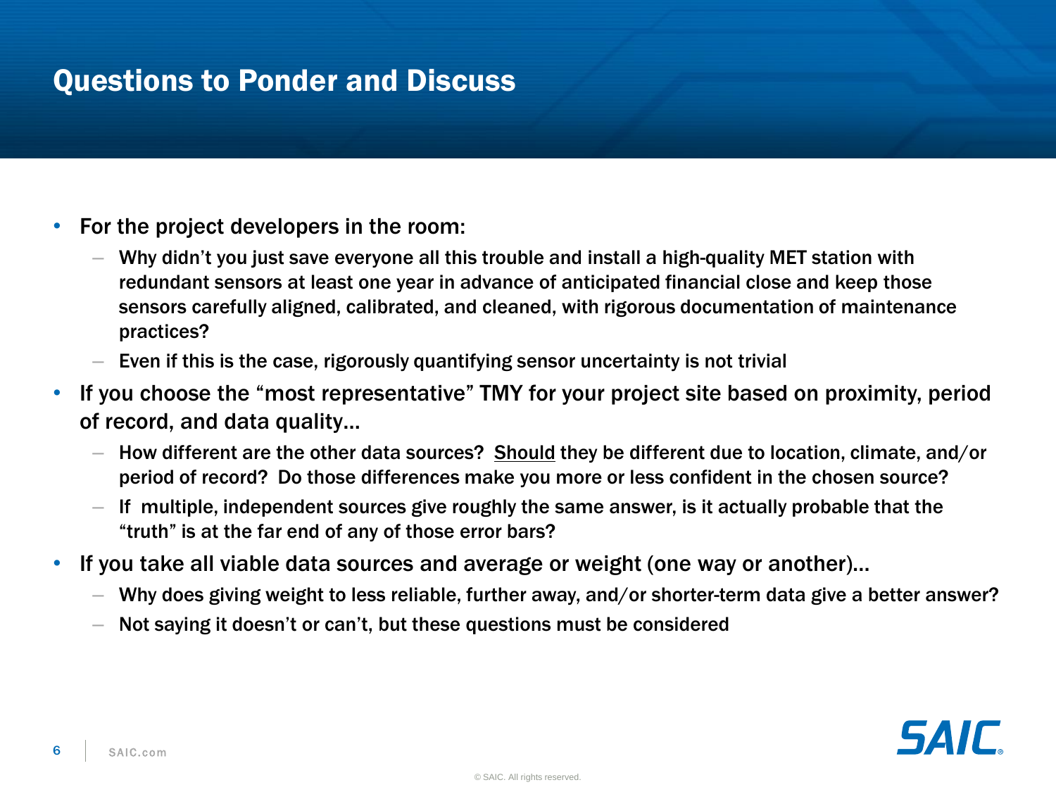# Questions to Ponder and Discuss

- For the project developers in the room:
  - Why didn't you just save everyone all this trouble and install a high-quality MET station with redundant sensors at least one year in advance of anticipated financial close and keep those sensors carefully aligned, calibrated, and cleaned, with rigorous documentation of maintenance practices?
  - Even if this is the case, rigorously quantifying sensor uncertainty is not trivial
- If you choose the "most representative" TMY for your project site based on proximity, period of record, and data quality…
  - How different are the other data sources? <u>Should</u> they be different due to location, climate, and/or period of record? Do those differences make you more or less confident in the chosen source?
  - If multiple, independent sources give roughly the same answer, is it actually probable that the "truth" is at the far end of any of those error bars?
- If you take all viable data sources and average or weight (one way or another)…
  - Why does giving weight to less reliable, further away, and/or shorter-term data give a better answer?
  - Not saying it doesn't or can't, but these questions must be considered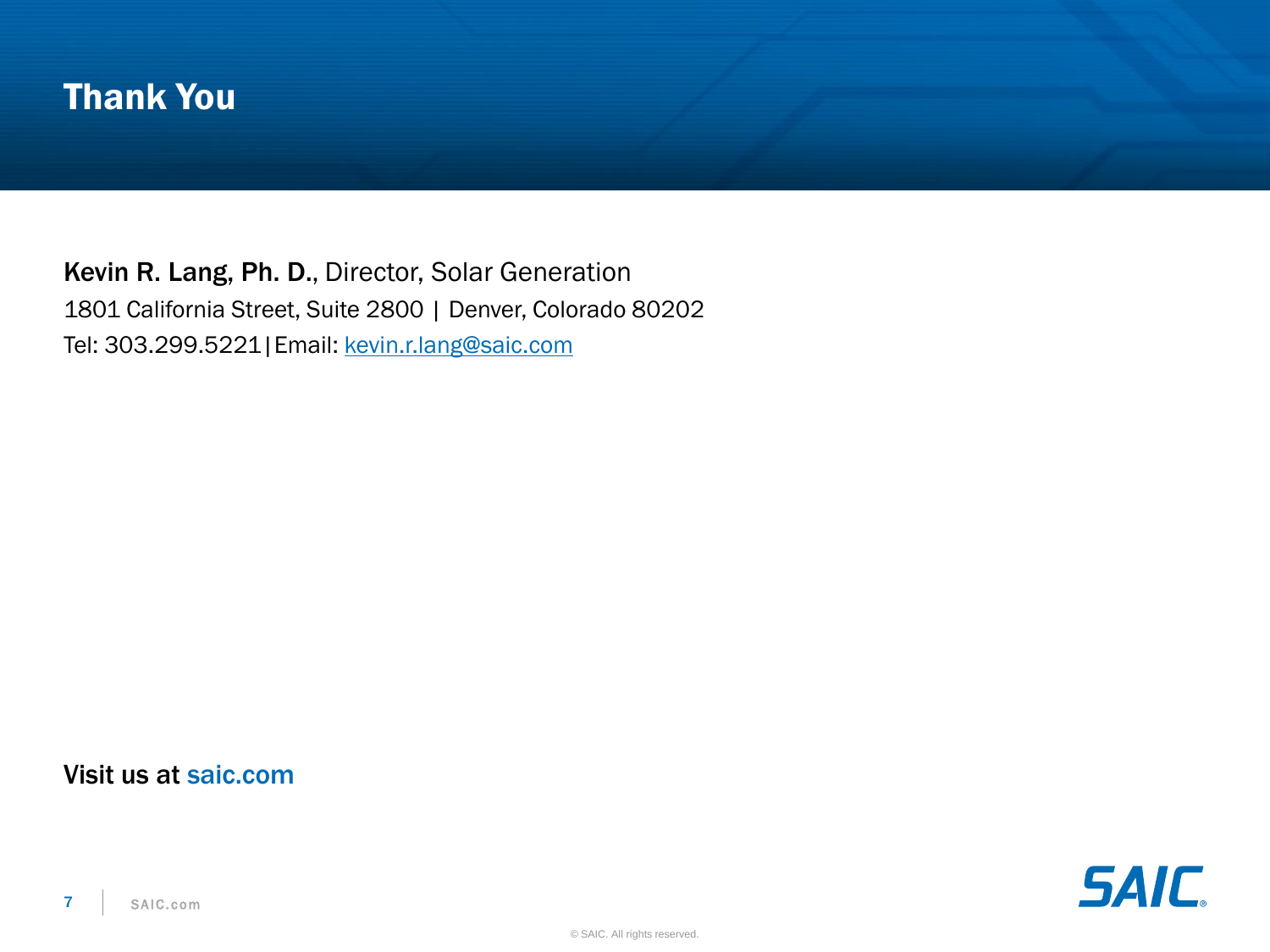# Thank You

**Kevin R. Lang, Ph. D.**, Director, Solar Generation

1801 California Street, Suite 2800 | Denver, Colorado 80202

Tel: 303.299.5221|Email: kevin.r.lang@saic.com

Visit us at saic.com

© SAIC. All rights reserved.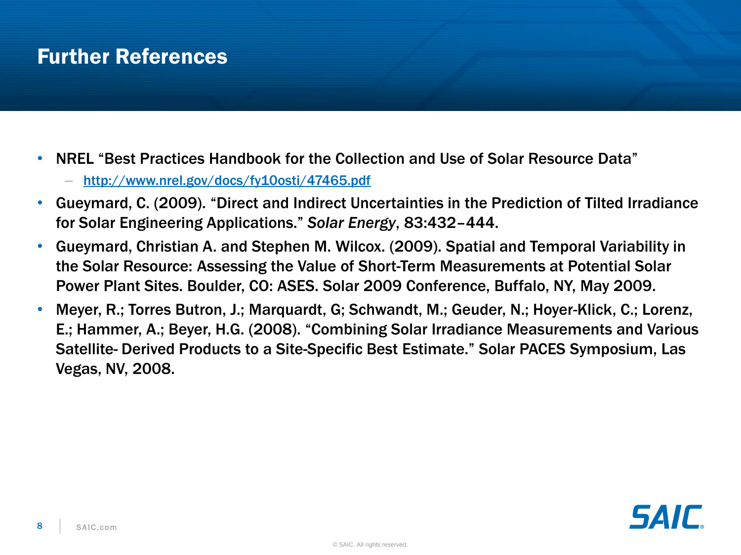# Further References

- NREL "Best Practices Handbook for the Collection and Use of Solar Resource Data"
  - http://www.nrel.gov/docs/fy10osti/47465.pdf
- Gueymard, C. (2009). "Direct and Indirect Uncertainties in the Prediction of Tilted Irradiance for Solar Engineering Applications." *Solar Energy*, 83:432–444.
- Gueymard, Christian A. and Stephen M. Wilcox. (2009). Spatial and Temporal Variability in the Solar Resource: Assessing the Value of Short-Term Measurements at Potential Solar Power Plant Sites. Boulder, CO: ASES. Solar 2009 Conference, Buffalo, NY, May 2009.
- Meyer, R.; Torres Butron, J.; Marquardt, G; Schwandt, M.; Geuder, N.; Hoyer-Klick, C.; Lorenz, E.; Hammer, A.; Beyer, H.G. (2008). "Combining Solar Irradiance Measurements and Various Satellite- Derived Products to a Site-Specific Best Estimate." Solar PACES Symposium, Las Vegas, NV, 2008.